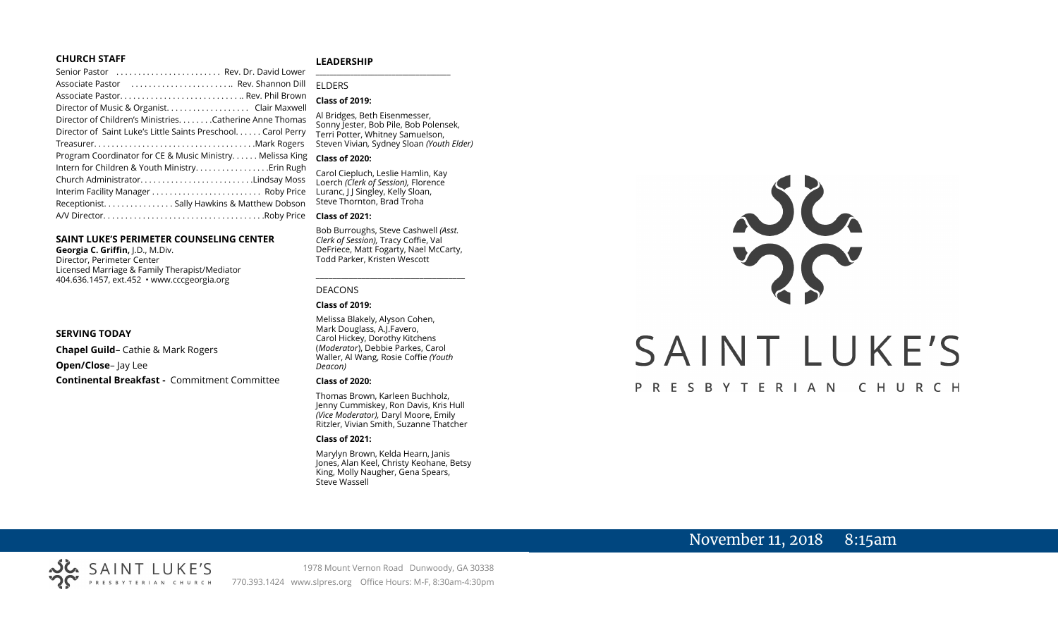## CHURCH STAFF

Senior Pastor . . . . . . . . . . . . . . . . . . . . . . . Rev. Dr. David Lower
Associate Pastor . . . . . . . . . . . . . . . . . . . . . .. Rev. Shannon Dill
Associate Pastor. . . . . . . . . . . . . . . . . . . . . . . . . . .. Rev. Phil Brown
Director of Music & Organist. . . . . . . . . . . . . . . . . . Clair Maxwell
Director of Children's Ministries. . . . . . . .Catherine Anne Thomas
Director of Saint Luke's Little Saints Preschool. . . . . . Carol Perry
Treasurer. . . . . . . . . . . . . . . . . . . . . . . . . . . . . . . . . . . .Mark Rogers
Program Coordinator for CE & Music Ministry. . . . . . Melissa King
Intern for Children & Youth Ministry. . . . . . . . . . . . . . . . .Erin Rugh
Church Administrator. . . . . . . . . . . . . . . . . . . . . . . . . .Lindsay Moss
Interim Facility Manager . . . . . . . . . . . . . . . . . . . . . . . . Roby Price
Receptionist. . . . . . . . . . . . . . . . Sally Hawkins & Matthew Dobson
A/V Director. . . . . . . . . . . . . . . . . . . . . . . . . . . . . . . . . . . .Roby Price

## SAINT LUKE'S PERIMETER COUNSELING CENTER

**Georgia C. Griffin,** J.D., M.Div.
Director, Perimeter Center
Licensed Marriage & Family Therapist/Mediator
404.636.1457, ext.452 • www.cccgeorgia.org

## SERVING TODAY

**Chapel Guild**– Cathie & Mark Rogers

**Open/Close**– Jay Lee

**Continental Breakfast -** Commitment Committee

## LEADERSHIP

ELDERS

**Class of 2019:**

Al Bridges, Beth Eisenmesser, Sonny Jester, Bob Pile, Bob Polensek, Terri Potter, Whitney Samuelson, Steven Vivian, Sydney Sloan *(Youth Elder)*

**Class of 2020:**

Carol Ciepluch, Leslie Hamlin, Kay Loerch *(Clerk of Session),* Florence Luranc, J J Singley, Kelly Sloan, Steve Thornton, Brad Troha

**Class of 2021:**

Bob Burroughs, Steve Cashwell *(Asst. Clerk of Session),* Tracy Coffie, Val DeFriece, Matt Fogarty, Nael McCarty, Todd Parker, Kristen Wescott

DEACONS

**Class of 2019:**

Melissa Blakely, Alyson Cohen, Mark Douglass, A.J.Favero, Carol Hickey, Dorothy Kitchens (*Moderator*), Debbie Parkes, Carol Waller, Al Wang, Rosie Coffie *(Youth Deacon)*

**Class of 2020:**

Thomas Brown, Karleen Buchholz, Jenny Cummiskey, Ron Davis, Kris Hull *(Vice Moderator),* Daryl Moore, Emily Ritzler, Vivian Smith, Suzanne Thatcher

**Class of 2021:**

Marylyn Brown, Kelda Hearn, Janis Jones, Alan Keel, Christy Keohane, Betsy King, Molly Naugher, Gena Spears, Steve Wassell

# SAINT LUKE'S

PRESBYTERIAN CHURCH

November 11, 2018 8:15am

SAINT LUKE'S PRESBYTERIAN CHURCH

1978 Mount Vernon Road Dunwoody, GA 30338
770.393.1424 www.slpres.org Office Hours: M-F, 8:30am-4:30pm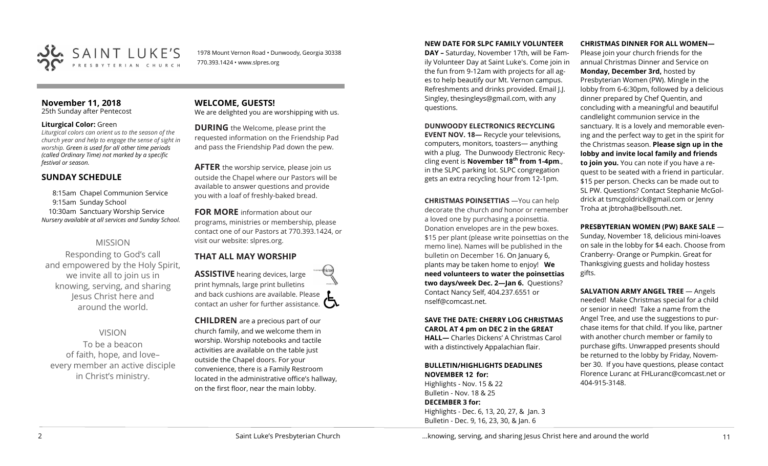SAINT LUKE'S PRESBYTERIAN CHURCH

1978 Mount Vernon Road • Dunwoody, Georgia 30338
770.393.1424 • www.slpres.org

## November 11, 2018
25th Sunday after Pentecost

**Liturgical Color:** Green

*Liturgical colors can orient us to the season of the church year and help to engage the sense of sight in worship. Green is used for all other time periods (called Ordinary Time) not marked by a specific festival or season.*

## SUNDAY SCHEDULE

8:15am Chapel Communion Service
9:15am Sunday School
10:30am Sanctuary Worship Service
*Nursery available at all services and Sunday School.*

### MISSION

Responding to God's call and empowered by the Holy Spirit, we invite all to join us in knowing, serving, and sharing Jesus Christ here and around the world.

### VISION

To be a beacon of faith, hope, and love– every member an active disciple in Christ's ministry.

## WELCOME, GUESTS!

We are delighted you are worshipping with us.

**DURING** the Welcome, please print the requested information on the Friendship Pad and pass the Friendship Pad down the pew.

**AFTER** the worship service, please join us outside the Chapel where our Pastors will be available to answer questions and provide you with a loaf of freshly-baked bread.

**FOR MORE** information about our programs, ministries or membership, please contact one of our Pastors at 770.393.1424, or visit our website: slpres.org.

## THAT ALL MAY WORSHIP

**ASSISTIVE** hearing devices, large print hymnals, large print bulletins and back cushions are available. Please contact an usher for further assistance.

**CHILDREN** are a precious part of our church family, and we welcome them in worship. Worship notebooks and tactile activities are available on the table just outside the Chapel doors. For your convenience, there is a Family Restroom located in the administrative office's hallway, on the first floor, near the main lobby.

**NEW DATE FOR SLPC FAMILY VOLUNTEER DAY –** Saturday, November 17th, will be Family Volunteer Day at Saint Luke's. Come join in the fun from 9-12am with projects for all ages to help beautify our Mt. Vernon campus. Refreshments and drinks provided. Email J.J. Singley, thesingleys@gmail.com, with any questions.

**DUNWOODY ELECTRONICS RECYCLING EVENT NOV. 18—** Recycle your televisions, computers, monitors, toasters— anything with a plug. The Dunwoody Electronic Recycling event is **November 18th from 1-4pm**., in the SLPC parking lot. SLPC congregation gets an extra recycling hour from 12-1pm.

**CHRISTMAS POINSETTIAS** —You can help decorate the church *and* honor or remember a loved one by purchasing a poinsettia. Donation envelopes are in the pew boxes. $15 per plant (please write poinsettias on the memo line). Names will be published in the bulletin on December 16. On January 6, plants may be taken home to enjoy! **We need volunteers to water the poinsettias two days/week Dec. 2—Jan 6.** Questions? Contact Nancy Self, 404.237.6551 or nself@comcast.net.

**SAVE THE DATE: CHERRY LOG CHRISTMAS CAROL AT 4 pm on DEC 2 in the GREAT HALL—** Charles Dickens' A Christmas Carol with a distinctively Appalachian flair.

**BULLETIN/HIGHLIGHTS DEADLINES**
**NOVEMBER 12 for:**
Highlights - Nov. 15 & 22
Bulletin - Nov. 18 & 25
**DECEMBER 3 for:**
Highlights - Dec. 6, 13, 20, 27, & Jan. 3
Bulletin - Dec. 9, 16, 23, 30, & Jan. 6

**CHRISTMAS DINNER FOR ALL WOMEN—** Please join your church friends for the annual Christmas Dinner and Service on **Monday, December 3rd,** hosted by Presbyterian Women (PW). Mingle in the lobby from 6-6:30pm, followed by a delicious dinner prepared by Chef Quentin, and concluding with a meaningful and beautiful candlelight communion service in the sanctuary. It is a lovely and memorable evening and the perfect way to get in the spirit for the Christmas season. **Please sign up in the lobby and invite local family and friends to join you.** You can note if you have a request to be seated with a friend in particular. $15 per person. Checks can be made out to SL PW. Questions? Contact Stephanie McGoldrick at tsmcgoldrick@gmail.com or Jenny Troha at jbtroha@bellsouth.net.

**PRESBYTERIAN WOMEN (PW) BAKE SALE** — Sunday, November 18, delicious mini-loaves on sale in the lobby for $4 each. Choose from Cranberry- Orange or Pumpkin. Great for Thanksgiving guests and holiday hostess gifts.

**SALVATION ARMY ANGEL TREE** — Angels needed! Make Christmas special for a child or senior in need! Take a name from the Angel Tree, and use the suggestions to purchase items for that child. If you like, partner with another church member or family to purchase gifts. Unwrapped presents should be returned to the lobby by Friday, November 30. If you have questions, please contact Florence Luranc at FHLuranc@comcast.net or 404-915-3148.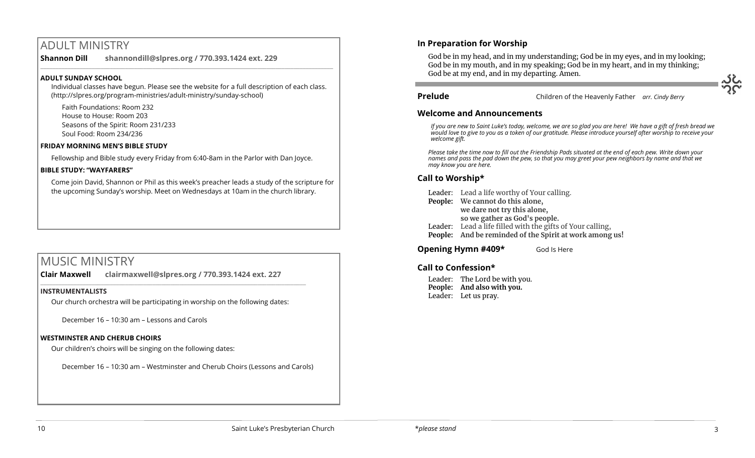# ADULT MINISTRY

**Shannon Dill** **shannondill@slpres.org / 770.393.1424 ext. 229**

**ADULT SUNDAY SCHOOL**

Individual classes have begun. Please see the website for a full description of each class. (http://slpres.org/program-ministries/adult-ministry/sunday-school)

Faith Foundations: Room 232
House to House: Room 203
Seasons of the Spirit: Room 231/233
Soul Food: Room 234/236

**FRIDAY MORNING MEN'S BIBLE STUDY**

Fellowship and Bible study every Friday from 6:40-8am in the Parlor with Dan Joyce.

**BIBLE STUDY: "WAYFARERS"**

Come join David, Shannon or Phil as this week's preacher leads a study of the scripture for the upcoming Sunday's worship. Meet on Wednesdays at 10am in the church library.

# MUSIC MINISTRY

**Clair Maxwell** **clairmaxwell@slpres.org / 770.393.1424 ext. 227**

**INSTRUMENTALISTS**

Our church orchestra will be participating in worship on the following dates:

December 16 – 10:30 am – Lessons and Carols

**WESTMINSTER AND CHERUB CHOIRS**

Our children's choirs will be singing on the following dates:

December 16 – 10:30 am – Westminster and Cherub Choirs (Lessons and Carols)

### In Preparation for Worship

God be in my head, and in my understanding; God be in my eyes, and in my looking; God be in my mouth, and in my speaking; God be in my heart, and in my thinking; God be at my end, and in my departing. Amen.

**Prelude** Children of the Heavenly Father *arr. Cindy Berry*

### Welcome and Announcements

*If you are new to Saint Luke's today, welcome, we are so glad you are here! We have a gift of fresh bread we would love to give to you as a token of our gratitude. Please introduce yourself after worship to receive your welcome gift.*

*Please take the time now to fill out the Friendship Pads situated at the end of each pew. Write down your names and pass the pad down the pew, so that you may greet your pew neighbors by name and that we may know you are here.*

### Call to Worship*

Leader: Lead a life worthy of Your calling.
**People: We cannot do this alone,**
**we dare not try this alone,**
**so we gather as God's people.**
Leader: Lead a life filled with the gifts of Your calling,
**People: And be reminded of the Spirit at work among us!**

**Opening Hymn #409*** God Is Here

### Call to Confession*

Leader: The Lord be with you.
**People: And also with you.**
Leader: Let us pray.

*please stand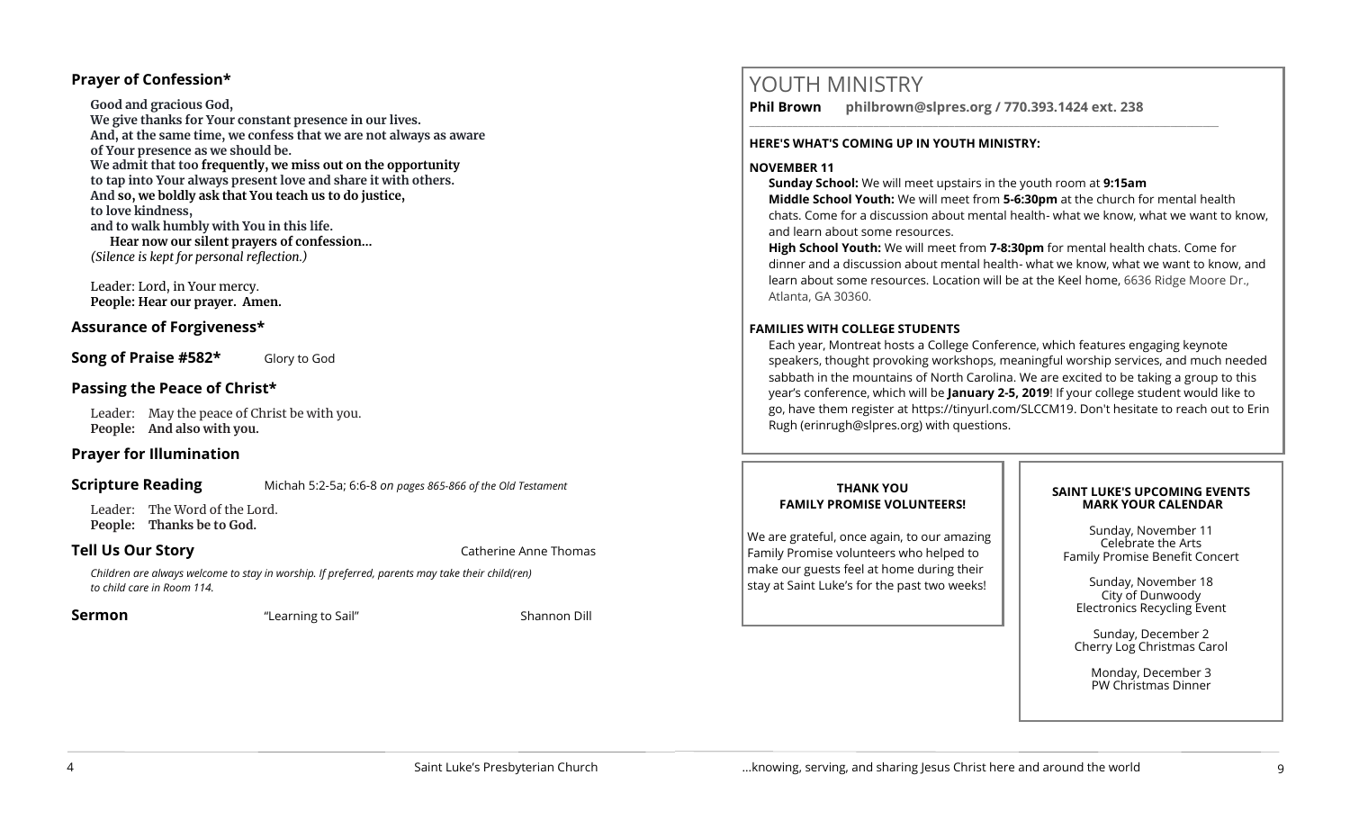### Prayer of Confession*

**Good and gracious God,**
**We give thanks for Your constant presence in our lives.**
**And, at the same time, we confess that we are not always as aware of Your presence as we should be.**
**We admit that too frequently, we miss out on the opportunity to tap into Your always present love and share it with others.**
**And so, we boldly ask that You teach us to do justice,**
**to love kindness,**
**and to walk humbly with You in this life.**
**Hear now our silent prayers of confession…**
*(Silence is kept for personal reflection.)*

Leader: Lord, in Your mercy.
**People: Hear our prayer. Amen.**

### Assurance of Forgiveness*

**Song of Praise #582*** Glory to God

### Passing the Peace of Christ*

Leader: May the peace of Christ be with you.
**People: And also with you.**

### Prayer for Illumination

**Scripture Reading** Michah 5:2-5a; 6:6-8 *on pages 865-866 of the Old Testament*

Leader: The Word of the Lord.
**People: Thanks be to God.**

**Tell Us Our Story** Catherine Anne Thomas

*Children are always welcome to stay in worship. If preferred, parents may take their child(ren) to child care in Room 114.*

**Sermon** "Learning to Sail" Shannon Dill

# YOUTH MINISTRY

**Phil Brown philbrown@slpres.org / 770.393.1424 ext. 238**

**HERE'S WHAT'S COMING UP IN YOUTH MINISTRY:**

**NOVEMBER 11**

**Sunday School:** We will meet upstairs in the youth room at **9:15am**

**Middle School Youth:** We will meet from **5-6:30pm** at the church for mental health chats. Come for a discussion about mental health- what we know, what we want to know, and learn about some resources.

**High School Youth:** We will meet from **7-8:30pm** for mental health chats. Come for dinner and a discussion about mental health- what we know, what we want to know, and learn about some resources. Location will be at the Keel home, 6636 Ridge Moore Dr., Atlanta, GA 30360.

**FAMILIES WITH COLLEGE STUDENTS**

Each year, Montreat hosts a College Conference, which features engaging keynote speakers, thought provoking workshops, meaningful worship services, and much needed sabbath in the mountains of North Carolina. We are excited to be taking a group to this year's conference, which will be **January 2-5, 2019**! If your college student would like to go, have them register at https://tinyurl.com/SLCCM19. Don't hesitate to reach out to Erin Rugh (erinrugh@slpres.org) with questions.

**THANK YOU**
**FAMILY PROMISE VOLUNTEERS!**

We are grateful, once again, to our amazing Family Promise volunteers who helped to make our guests feel at home during their stay at Saint Luke's for the past two weeks!

**SAINT LUKE'S UPCOMING EVENTS**
**MARK YOUR CALENDAR**

Sunday, November 11
Celebrate the Arts
Family Promise Benefit Concert

Sunday, November 18
City of Dunwoody
Electronics Recycling Event

Sunday, December 2
Cherry Log Christmas Carol

Monday, December 3
PW Christmas Dinner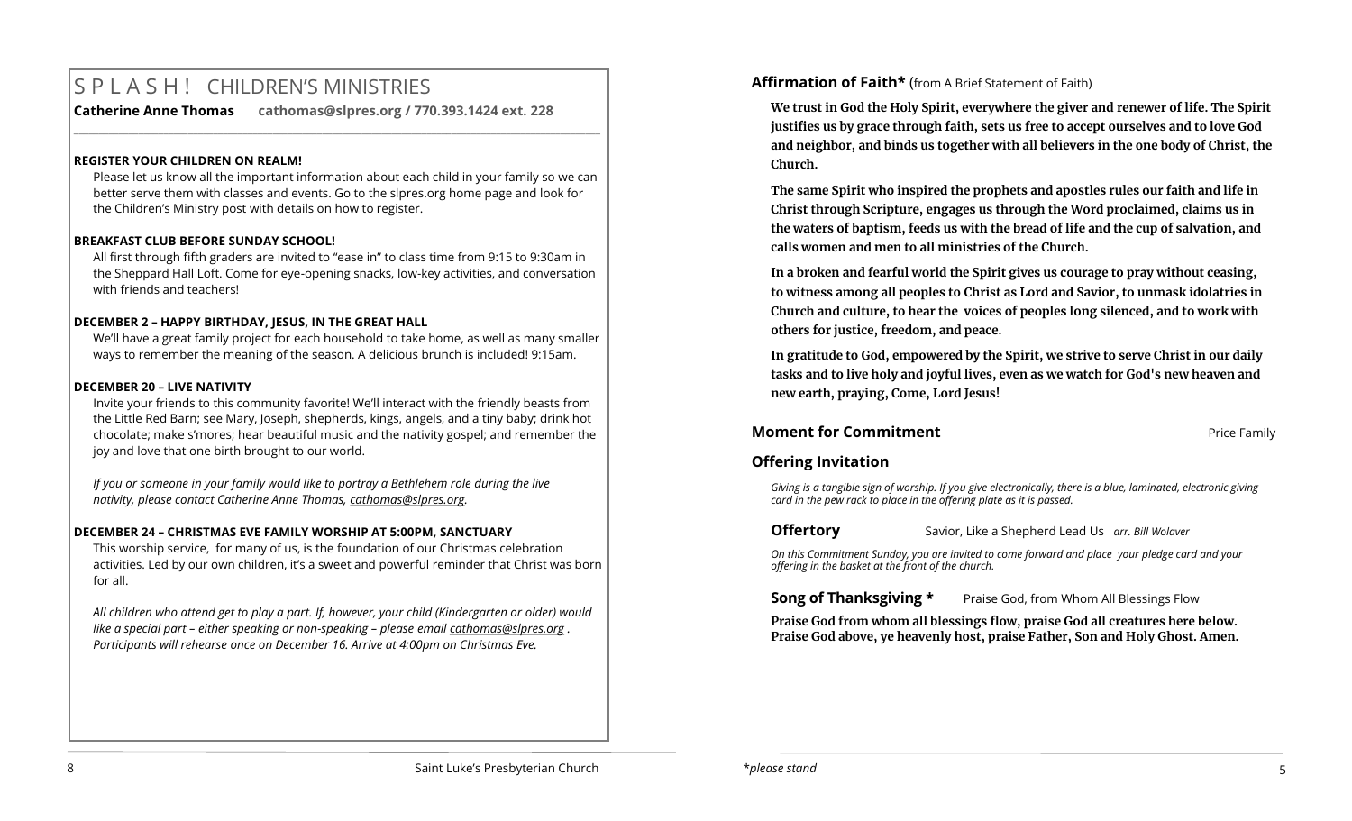# S P L A S H ! CHILDREN'S MINISTRIES

**Catherine Anne Thomas cathomas@slpres.org / 770.393.1424 ext. 228**

**REGISTER YOUR CHILDREN ON REALM!**

Please let us know all the important information about each child in your family so we can better serve them with classes and events. Go to the slpres.org home page and look for the Children's Ministry post with details on how to register.

**BREAKFAST CLUB BEFORE SUNDAY SCHOOL!**

All first through fifth graders are invited to "ease in" to class time from 9:15 to 9:30am in the Sheppard Hall Loft. Come for eye-opening snacks, low-key activities, and conversation with friends and teachers!

**DECEMBER 2 – HAPPY BIRTHDAY, JESUS, IN THE GREAT HALL**

We'll have a great family project for each household to take home, as well as many smaller ways to remember the meaning of the season. A delicious brunch is included! 9:15am.

**DECEMBER 20 – LIVE NATIVITY**

Invite your friends to this community favorite! We'll interact with the friendly beasts from the Little Red Barn; see Mary, Joseph, shepherds, kings, angels, and a tiny baby; drink hot chocolate; make s'mores; hear beautiful music and the nativity gospel; and remember the joy and love that one birth brought to our world.

*If you or someone in your family would like to portray a Bethlehem role during the live nativity, please contact Catherine Anne Thomas, cathomas@slpres.org.*

**DECEMBER 24 – CHRISTMAS EVE FAMILY WORSHIP AT 5:00PM, SANCTUARY**

This worship service, for many of us, is the foundation of our Christmas celebration activities. Led by our own children, it's a sweet and powerful reminder that Christ was born for all.

*All children who attend get to play a part. If, however, your child (Kindergarten or older) would like a special part – either speaking or non-speaking – please email cathomas@slpres.org . Participants will rehearse once on December 16. Arrive at 4:00pm on Christmas Eve.*

## Affirmation of Faith* (from A Brief Statement of Faith)

**We trust in God the Holy Spirit, everywhere the giver and renewer of life. The Spirit justifies us by grace through faith, sets us free to accept ourselves and to love God and neighbor, and binds us together with all believers in the one body of Christ, the Church.**

**The same Spirit who inspired the prophets and apostles rules our faith and life in Christ through Scripture, engages us through the Word proclaimed, claims us in the waters of baptism, feeds us with the bread of life and the cup of salvation, and calls women and men to all ministries of the Church.**

**In a broken and fearful world the Spirit gives us courage to pray without ceasing, to witness among all peoples to Christ as Lord and Savior, to unmask idolatries in Church and culture, to hear the voices of peoples long silenced, and to work with others for justice, freedom, and peace.**

**In gratitude to God, empowered by the Spirit, we strive to serve Christ in our daily tasks and to live holy and joyful lives, even as we watch for God's new heaven and new earth, praying, Come, Lord Jesus!**

## Moment for Commitment — Price Family

## Offering Invitation

*Giving is a tangible sign of worship. If you give electronically, there is a blue, laminated, electronic giving card in the pew rack to place in the offering plate as it is passed.*

**Offertory** — Savior, Like a Shepherd Lead Us *arr. Bill Wolaver*

*On this Commitment Sunday, you are invited to come forward and place your pledge card and your offering in the basket at the front of the church.*

**Song of Thanksgiving *** — Praise God, from Whom All Blessings Flow

**Praise God from whom all blessings flow, praise God all creatures here below. Praise God above, ye heavenly host, praise Father, Son and Holy Ghost. Amen.**

*please stand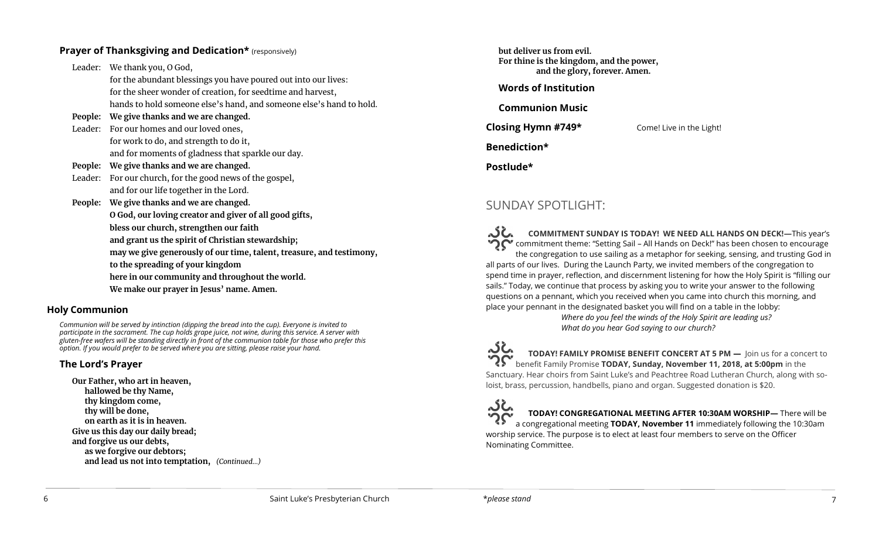### **Prayer of Thanksgiving and Dedication*** (responsively)

Leader: We thank you, O God,
for the abundant blessings you have poured out into our lives:
for the sheer wonder of creation, for seedtime and harvest,
hands to hold someone else's hand, and someone else's hand to hold.

**People: We give thanks and we are changed.**

Leader: For our homes and our loved ones,
for work to do, and strength to do it,
and for moments of gladness that sparkle our day.

**People: We give thanks and we are changed.**

Leader: For our church, for the good news of the gospel,
and for our life together in the Lord.

**People: We give thanks and we are changed.**
**O God, our loving creator and giver of all good gifts,**
**bless our church, strengthen our faith**
**and grant us the spirit of Christian stewardship;**
**may we give generously of our time, talent, treasure, and testimony,**
**to the spreading of your kingdom**
**here in our community and throughout the world.**
**We make our prayer in Jesus' name. Amen.**

### **Holy Communion**

*Communion will be served by intinction (dipping the bread into the cup). Everyone is invited to participate in the sacrament. The cup holds grape juice, not wine, during this service. A server with gluten-free wafers will be standing directly in front of the communion table for those who prefer this option. If you would prefer to be served where you are sitting, please raise your hand.*

### **The Lord's Prayer**

**Our Father, who art in heaven,**
**hallowed be thy Name,**
**thy kingdom come,**
**thy will be done,**
**on earth as it is in heaven.**
**Give us this day our daily bread;**
**and forgive us our debts,**
**as we forgive our debtors;**
**and lead us not into temptation,** *(Continued...)*
**but deliver us from evil.**
**For thine is the kingdom, and the power,**
**and the glory, forever. Amen.**

### **Words of Institution**

### **Communion Music**

**Closing Hymn #749*** Come! Live in the Light!

**Benediction***

**Postlude***

## SUNDAY SPOTLIGHT:

**COMMITMENT SUNDAY IS TODAY! WE NEED ALL HANDS ON DECK!—**This year's commitment theme: "Setting Sail – All Hands on Deck!" has been chosen to encourage the congregation to use sailing as a metaphor for seeking, sensing, and trusting God in all parts of our lives. During the Launch Party, we invited members of the congregation to spend time in prayer, reflection, and discernment listening for how the Holy Spirit is "filling our sails." Today, we continue that process by asking you to write your answer to the following questions on a pennant, which you received when you came into church this morning, and place your pennant in the designated basket you will find on a table in the lobby:

*Where do you feel the winds of the Holy Spirit are leading us?*
*What do you hear God saying to our church?*

**TODAY! FAMILY PROMISE BENEFIT CONCERT AT 5 PM —** Join us for a concert to benefit Family Promise **TODAY, Sunday, November 11, 2018, at 5:00pm** in the Sanctuary. Hear choirs from Saint Luke's and Peachtree Road Lutheran Church, along with soloist, brass, percussion, handbells, piano and organ. Suggested donation is $20.

**TODAY! CONGREGATIONAL MEETING AFTER 10:30AM WORSHIP—** There will be a congregational meeting **TODAY, November 11** immediately following the 10:30am worship service. The purpose is to elect at least four members to serve on the Officer Nominating Committee.

*\*please stand*